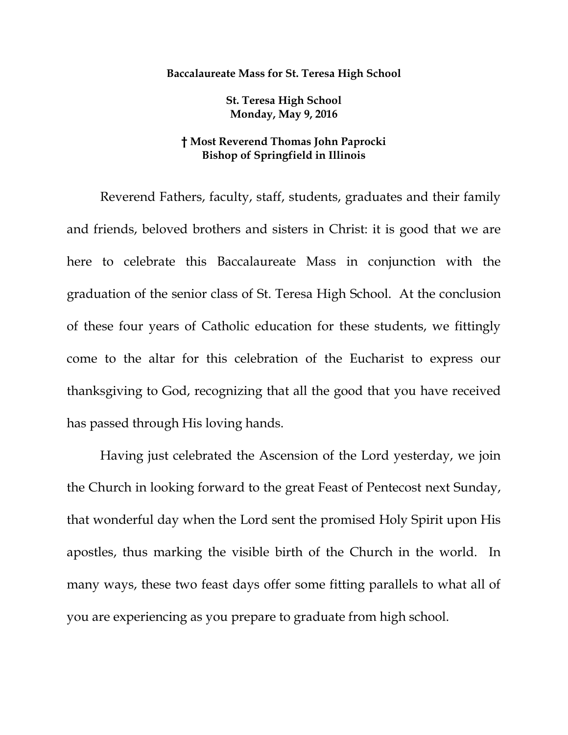**Baccalaureate Mass for St. Teresa High School**

**St. Teresa High School**
**Monday, May 9, 2016**

**† Most Reverend Thomas John Paprocki**
**Bishop of Springfield in Illinois**

Reverend Fathers, faculty, staff, students, graduates and their family and friends, beloved brothers and sisters in Christ: it is good that we are here to celebrate this Baccalaureate Mass in conjunction with the graduation of the senior class of St. Teresa High School. At the conclusion of these four years of Catholic education for these students, we fittingly come to the altar for this celebration of the Eucharist to express our thanksgiving to God, recognizing that all the good that you have received has passed through His loving hands.

Having just celebrated the Ascension of the Lord yesterday, we join the Church in looking forward to the great Feast of Pentecost next Sunday, that wonderful day when the Lord sent the promised Holy Spirit upon His apostles, thus marking the visible birth of the Church in the world. In many ways, these two feast days offer some fitting parallels to what all of you are experiencing as you prepare to graduate from high school.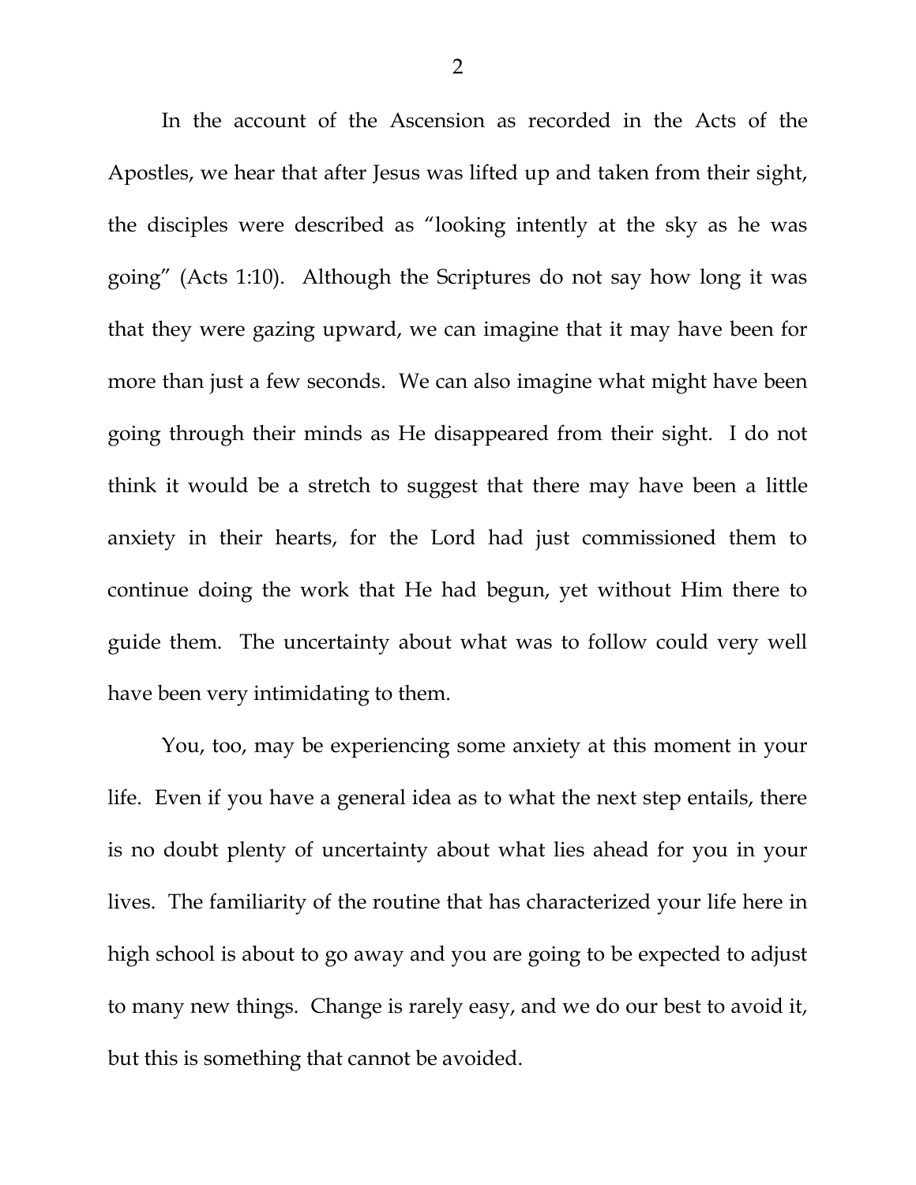In the account of the Ascension as recorded in the Acts of the Apostles, we hear that after Jesus was lifted up and taken from their sight, the disciples were described as "looking intently at the sky as he was going" (Acts 1:10). Although the Scriptures do not say how long it was that they were gazing upward, we can imagine that it may have been for more than just a few seconds. We can also imagine what might have been going through their minds as He disappeared from their sight. I do not think it would be a stretch to suggest that there may have been a little anxiety in their hearts, for the Lord had just commissioned them to continue doing the work that He had begun, yet without Him there to guide them. The uncertainty about what was to follow could very well have been very intimidating to them.

You, too, may be experiencing some anxiety at this moment in your life. Even if you have a general idea as to what the next step entails, there is no doubt plenty of uncertainty about what lies ahead for you in your lives. The familiarity of the routine that has characterized your life here in high school is about to go away and you are going to be expected to adjust to many new things. Change is rarely easy, and we do our best to avoid it, but this is something that cannot be avoided.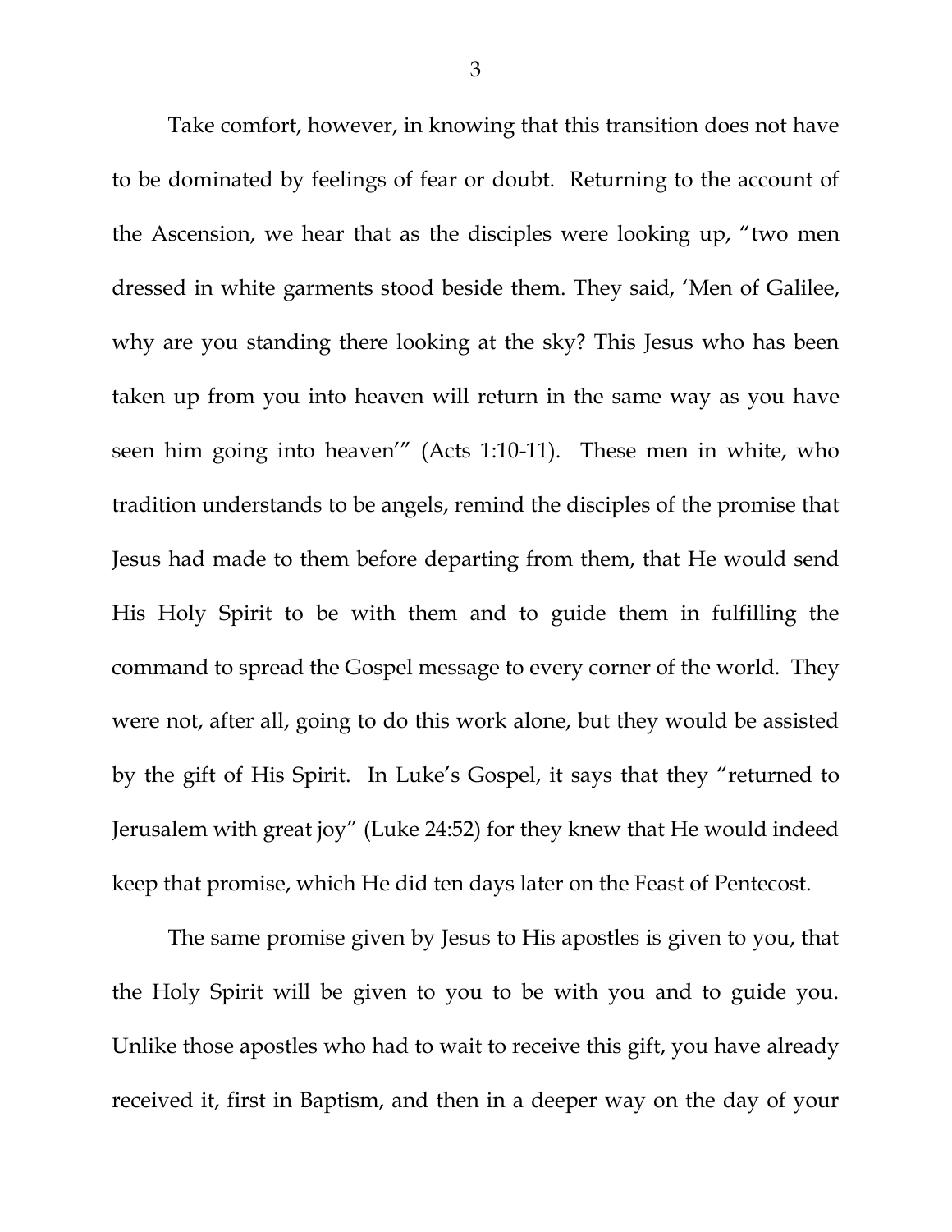Take comfort, however, in knowing that this transition does not have to be dominated by feelings of fear or doubt. Returning to the account of the Ascension, we hear that as the disciples were looking up, "two men dressed in white garments stood beside them. They said, 'Men of Galilee, why are you standing there looking at the sky? This Jesus who has been taken up from you into heaven will return in the same way as you have seen him going into heaven'" (Acts 1:10-11). These men in white, who tradition understands to be angels, remind the disciples of the promise that Jesus had made to them before departing from them, that He would send His Holy Spirit to be with them and to guide them in fulfilling the command to spread the Gospel message to every corner of the world. They were not, after all, going to do this work alone, but they would be assisted by the gift of His Spirit. In Luke's Gospel, it says that they "returned to Jerusalem with great joy" (Luke 24:52) for they knew that He would indeed keep that promise, which He did ten days later on the Feast of Pentecost.

The same promise given by Jesus to His apostles is given to you, that the Holy Spirit will be given to you to be with you and to guide you. Unlike those apostles who had to wait to receive this gift, you have already received it, first in Baptism, and then in a deeper way on the day of your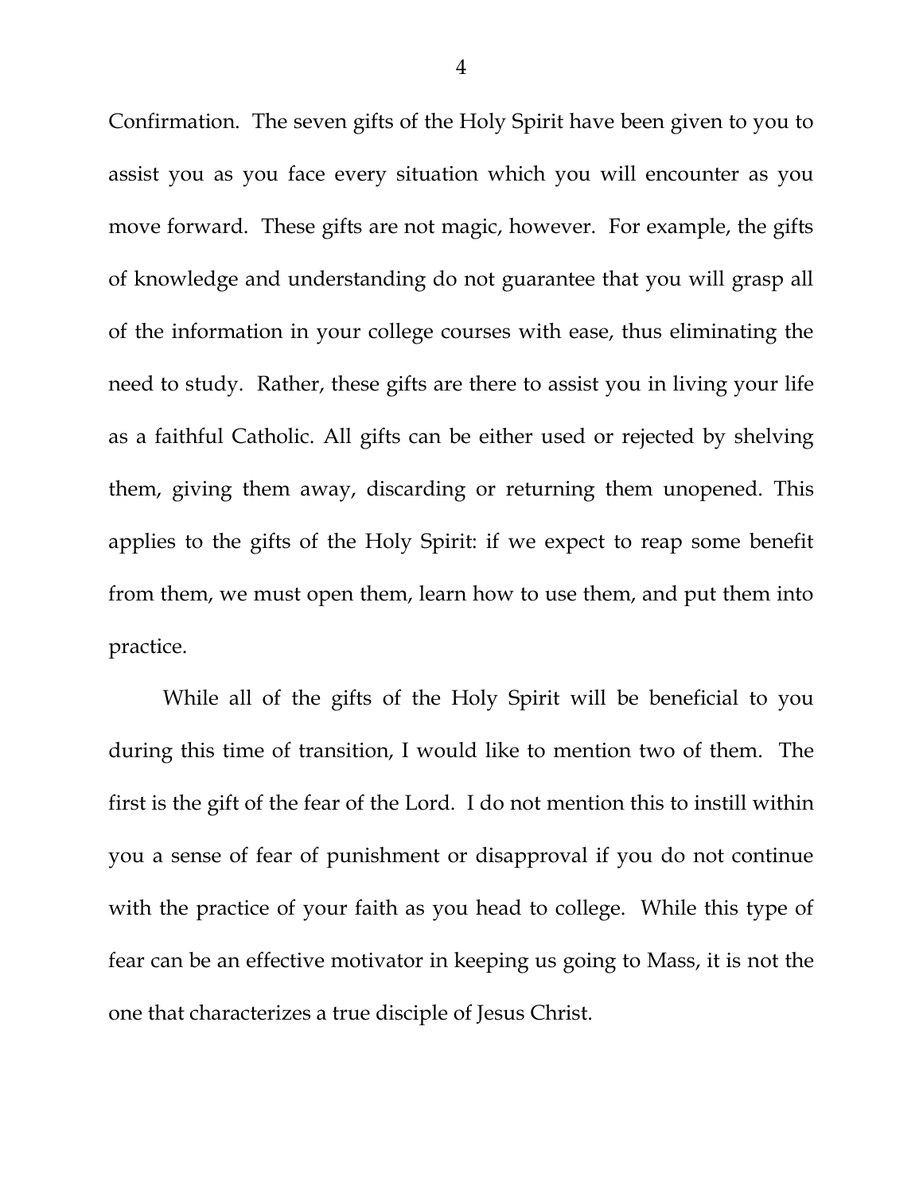Confirmation. The seven gifts of the Holy Spirit have been given to you to assist you as you face every situation which you will encounter as you move forward. These gifts are not magic, however. For example, the gifts of knowledge and understanding do not guarantee that you will grasp all of the information in your college courses with ease, thus eliminating the need to study. Rather, these gifts are there to assist you in living your life as a faithful Catholic. All gifts can be either used or rejected by shelving them, giving them away, discarding or returning them unopened. This applies to the gifts of the Holy Spirit: if we expect to reap some benefit from them, we must open them, learn how to use them, and put them into practice.

While all of the gifts of the Holy Spirit will be beneficial to you during this time of transition, I would like to mention two of them. The first is the gift of the fear of the Lord. I do not mention this to instill within you a sense of fear of punishment or disapproval if you do not continue with the practice of your faith as you head to college. While this type of fear can be an effective motivator in keeping us going to Mass, it is not the one that characterizes a true disciple of Jesus Christ.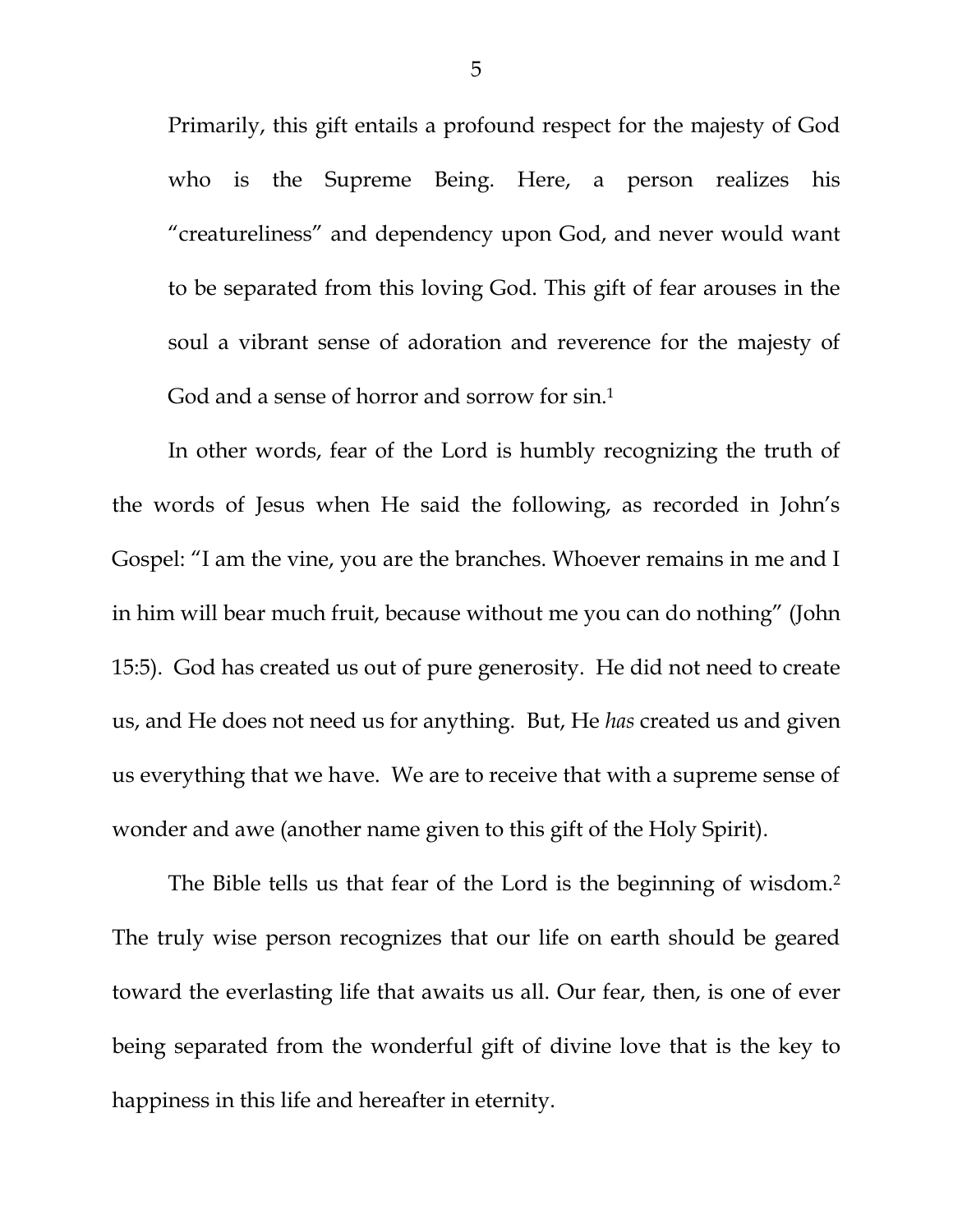> Primarily, this gift entails a profound respect for the majesty of God who is the Supreme Being. Here, a person realizes his "creatureliness" and dependency upon God, and never would want to be separated from this loving God. This gift of fear arouses in the soul a vibrant sense of adoration and reverence for the majesty of God and a sense of horror and sorrow for sin.[1]

In other words, fear of the Lord is humbly recognizing the truth of the words of Jesus when He said the following, as recorded in John's Gospel: "I am the vine, you are the branches. Whoever remains in me and I in him will bear much fruit, because without me you can do nothing" (John 15:5). God has created us out of pure generosity. He did not need to create us, and He does not need us for anything. But, He *has* created us and given us everything that we have. We are to receive that with a supreme sense of wonder and awe (another name given to this gift of the Holy Spirit).

The Bible tells us that fear of the Lord is the beginning of wisdom.[2] The truly wise person recognizes that our life on earth should be geared toward the everlasting life that awaits us all. Our fear, then, is one of ever being separated from the wonderful gift of divine love that is the key to happiness in this life and hereafter in eternity.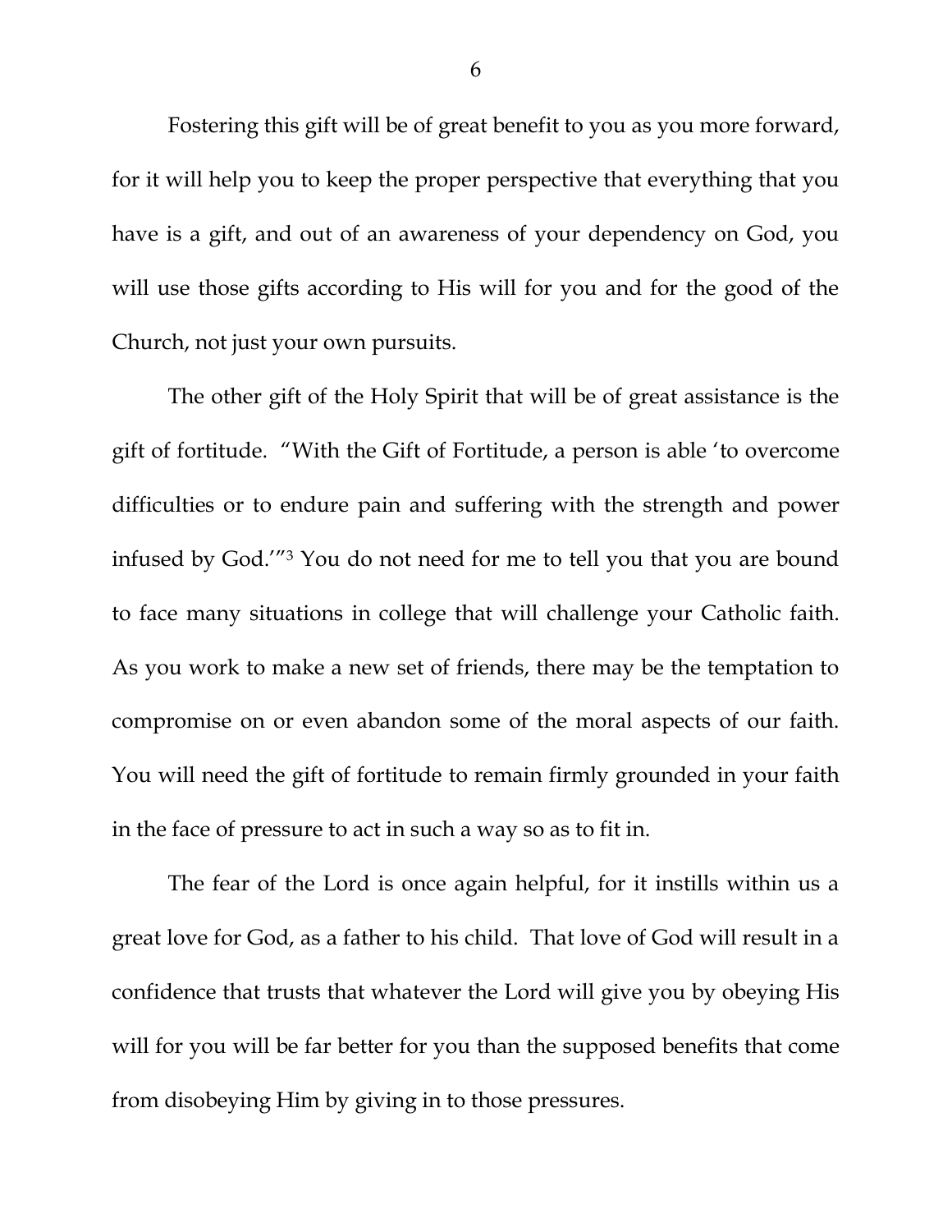Fostering this gift will be of great benefit to you as you more forward, for it will help you to keep the proper perspective that everything that you have is a gift, and out of an awareness of your dependency on God, you will use those gifts according to His will for you and for the good of the Church, not just your own pursuits.

The other gift of the Holy Spirit that will be of great assistance is the gift of fortitude. "With the Gift of Fortitude, a person is able 'to overcome difficulties or to endure pain and suffering with the strength and power infused by God.'"[3] You do not need for me to tell you that you are bound to face many situations in college that will challenge your Catholic faith. As you work to make a new set of friends, there may be the temptation to compromise on or even abandon some of the moral aspects of our faith. You will need the gift of fortitude to remain firmly grounded in your faith in the face of pressure to act in such a way so as to fit in.

The fear of the Lord is once again helpful, for it instills within us a great love for God, as a father to his child. That love of God will result in a confidence that trusts that whatever the Lord will give you by obeying His will for you will be far better for you than the supposed benefits that come from disobeying Him by giving in to those pressures.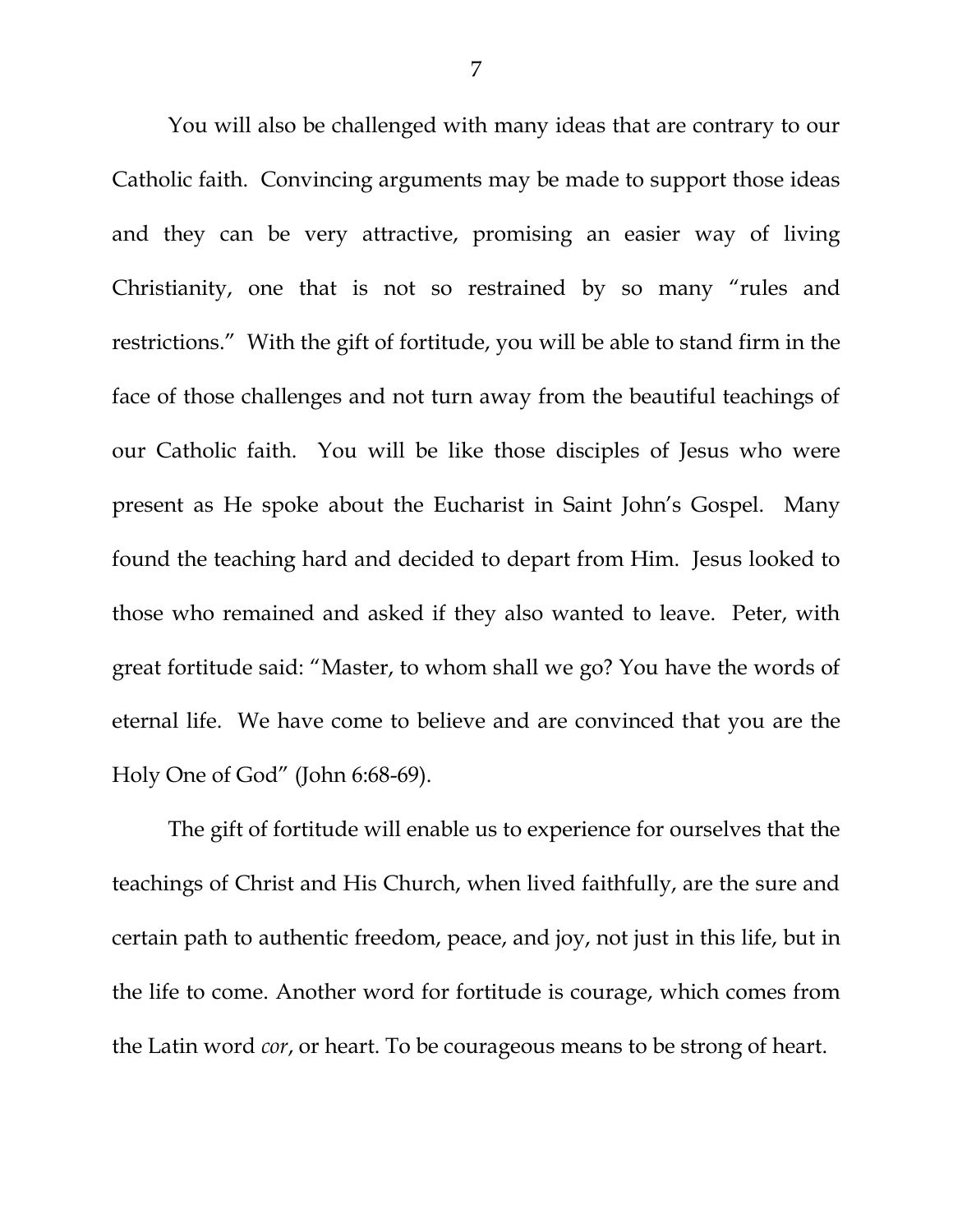You will also be challenged with many ideas that are contrary to our Catholic faith. Convincing arguments may be made to support those ideas and they can be very attractive, promising an easier way of living Christianity, one that is not so restrained by so many "rules and restrictions." With the gift of fortitude, you will be able to stand firm in the face of those challenges and not turn away from the beautiful teachings of our Catholic faith. You will be like those disciples of Jesus who were present as He spoke about the Eucharist in Saint John's Gospel. Many found the teaching hard and decided to depart from Him. Jesus looked to those who remained and asked if they also wanted to leave. Peter, with great fortitude said: "Master, to whom shall we go? You have the words of eternal life. We have come to believe and are convinced that you are the Holy One of God" (John 6:68-69).

The gift of fortitude will enable us to experience for ourselves that the teachings of Christ and His Church, when lived faithfully, are the sure and certain path to authentic freedom, peace, and joy, not just in this life, but in the life to come. Another word for fortitude is courage, which comes from the Latin word *cor*, or heart. To be courageous means to be strong of heart.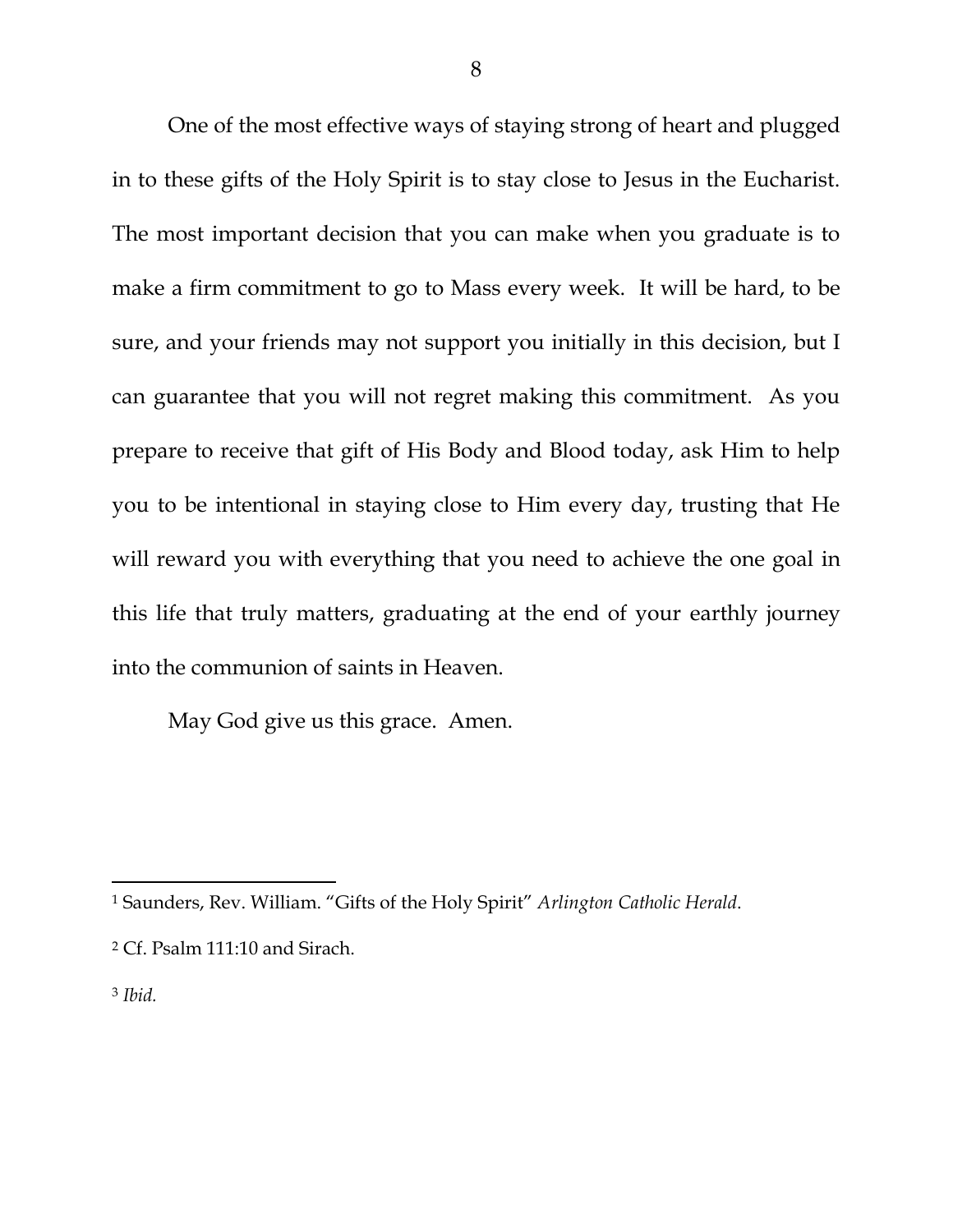One of the most effective ways of staying strong of heart and plugged in to these gifts of the Holy Spirit is to stay close to Jesus in the Eucharist. The most important decision that you can make when you graduate is to make a firm commitment to go to Mass every week. It will be hard, to be sure, and your friends may not support you initially in this decision, but I can guarantee that you will not regret making this commitment. As you prepare to receive that gift of His Body and Blood today, ask Him to help you to be intentional in staying close to Him every day, trusting that He will reward you with everything that you need to achieve the one goal in this life that truly matters, graduating at the end of your earthly journey into the communion of saints in Heaven.

May God give us this grace. Amen.

---

[1] Saunders, Rev. William. "Gifts of the Holy Spirit" *Arlington Catholic Herald*.

[2] Cf. Psalm 111:10 and Sirach.

[3] *Ibid.*